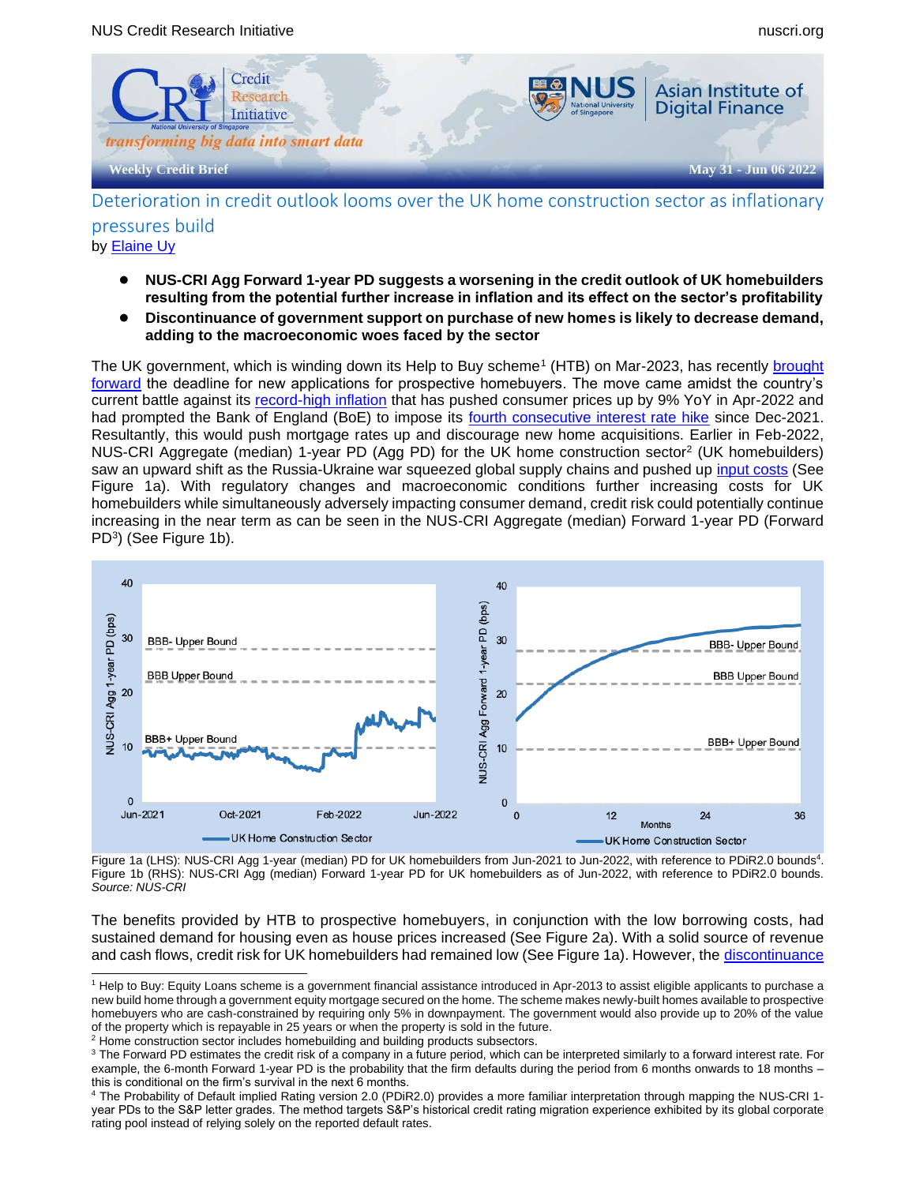# Deterioration in credit outlook looms over the UK home construction sector as inflationary pressures build

by Elaine Uy

- **NUS-CRI Agg Forward 1-year PD suggests a worsening in the credit outlook of UK homebuilders resulting from the potential further increase in inflation and its effect on the sector's profitability**
- **Discontinuance of government support on purchase of new homes is likely to decrease demand, adding to the macroeconomic woes faced by the sector**

The UK government, which is winding down its Help to Buy scheme[1] (HTB) on Mar-2023, has recently brought forward the deadline for new applications for prospective homebuyers. The move came amidst the country's current battle against its record-high inflation that has pushed consumer prices up by 9% YoY in Apr-2022 and had prompted the Bank of England (BoE) to impose its fourth consecutive interest rate hike since Dec-2021. Resultantly, this would push mortgage rates up and discourage new home acquisitions. Earlier in Feb-2022, NUS-CRI Aggregate (median) 1-year PD (Agg PD) for the UK home construction sector[2] (UK homebuilders) saw an upward shift as the Russia-Ukraine war squeezed global supply chains and pushed up input costs (See Figure 1a). With regulatory changes and macroeconomic conditions further increasing costs for UK homebuilders while simultaneously adversely impacting consumer demand, credit risk could potentially continue increasing in the near term as can be seen in the NUS-CRI Aggregate (median) Forward 1-year PD (Forward PD[3]) (See Figure 1b).

NUS-CRI Agg 1-year PD (bps)
40
30
20
10
0
BBB- Upper Bound
BBB Upper Bound
BBB+ Upper Bound
Jun-2021
Oct-2021
Feb-2022
Jun-2022
UK Home Construction Sector

NUS-CRI Agg Forward 1-year PD (bps)
40
30
20
10
0
BBB- Upper Bound
BBB Upper Bound
BBB+ Upper Bound
0
12
24
36
Months
UK Home Construction Sector

Figure 1a (LHS): NUS-CRI Agg 1-year (median) PD for UK homebuilders from Jun-2021 to Jun-2022, with reference to PDiR2.0 bounds[4]. Figure 1b (RHS): NUS-CRI Agg (median) Forward 1-year PD for UK homebuilders as of Jun-2022, with reference to PDiR2.0 bounds. *Source: NUS-CRI*

The benefits provided by HTB to prospective homebuyers, in conjunction with the low borrowing costs, had sustained demand for housing even as house prices increased (See Figure 2a). With a solid source of revenue and cash flows, credit risk for UK homebuilders had remained low (See Figure 1a). However, the discontinuance

---

[1] Help to Buy: Equity Loans scheme is a government financial assistance introduced in Apr-2013 to assist eligible applicants to purchase a new build home through a government equity mortgage secured on the home. The scheme makes newly-built homes available to prospective homebuyers who are cash-constrained by requiring only 5% in downpayment. The government would also provide up to 20% of the value of the property which is repayable in 25 years or when the property is sold in the future.

[2] Home construction sector includes homebuilding and building products subsectors.

[3] The Forward PD estimates the credit risk of a company in a future period, which can be interpreted similarly to a forward interest rate. For example, the 6-month Forward 1-year PD is the probability that the firm defaults during the period from 6 months onwards to 18 months – this is conditional on the firm's survival in the next 6 months.

[4] The Probability of Default implied Rating version 2.0 (PDiR2.0) provides a more familiar interpretation through mapping the NUS-CRI 1-year PDs to the S&P letter grades. The method targets S&P's historical credit rating migration experience exhibited by its global corporate rating pool instead of relying solely on the reported default rates.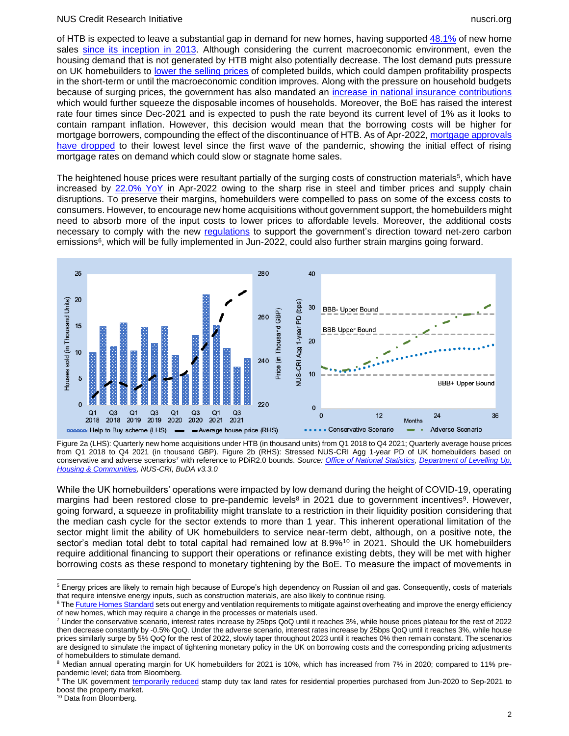of HTB is expected to leave a substantial gap in demand for new homes, having supported 48.1% of new home sales since its inception in 2013. Although considering the current macroeconomic environment, even the housing demand that is not generated by HTB might also potentially decrease. The lost demand puts pressure on UK homebuilders to lower the selling prices of completed builds, which could dampen profitability prospects in the short-term or until the macroeconomic condition improves. Along with the pressure on household budgets because of surging prices, the government has also mandated an increase in national insurance contributions which would further squeeze the disposable incomes of households. Moreover, the BoE has raised the interest rate four times since Dec-2021 and is expected to push the rate beyond its current level of 1% as it looks to contain rampant inflation. However, this decision would mean that the borrowing costs will be higher for mortgage borrowers, compounding the effect of the discontinuance of HTB. As of Apr-2022, mortgage approvals have dropped to their lowest level since the first wave of the pandemic, showing the initial effect of rising mortgage rates on demand which could slow or stagnate home sales.

The heightened house prices were resultant partially of the surging costs of construction materials[5], which have increased by 22.0% YoY in Apr-2022 owing to the sharp rise in steel and timber prices and supply chain disruptions. To preserve their margins, homebuilders were compelled to pass on some of the excess costs to consumers. However, to encourage new home acquisitions without government support, the homebuilders might need to absorb more of the input costs to lower prices to affordable levels. Moreover, the additional costs necessary to comply with the new regulations to support the government's direction toward net-zero carbon emissions[6], which will be fully implemented in Jun-2022, could also further strain margins going forward.

Figure 2a (LHS): Quarterly new home acquisitions under HTB (in thousand units) from Q1 2018 to Q4 2021; Quarterly average house prices from Q1 2018 to Q4 2021 (in thousand GBP). Figure 2b (RHS): Stressed NUS-CRI Agg 1-year PD of UK homebuilders based on conservative and adverse scenarios[7] with reference to PDiR2.0 bounds. *Source: Office of National Statistics, Department of Levelling Up, Housing & Communities, NUS-CRI, BuDA v3.3.0*

While the UK homebuilders' operations were impacted by low demand during the height of COVID-19, operating margins had been restored close to pre-pandemic levels[8] in 2021 due to government incentives[9]. However, going forward, a squeeze in profitability might translate to a restriction in their liquidity position considering that the median cash cycle for the sector extends to more than 1 year. This inherent operational limitation of the sector might limit the ability of UK homebuilders to service near-term debt, although, on a positive note, the sector's median total debt to total capital had remained low at 8.9%[10] in 2021. Should the UK homebuilders require additional financing to support their operations or refinance existing debts, they will be met with higher borrowing costs as these respond to monetary tightening by the BoE. To measure the impact of movements in

---

[5] Energy prices are likely to remain high because of Europe's high dependency on Russian oil and gas. Consequently, costs of materials that require intensive energy inputs, such as construction materials, are also likely to continue rising.

[6] The Future Homes Standard sets out energy and ventilation requirements to mitigate against overheating and improve the energy efficiency of new homes, which may require a change in the processes or materials used.

[7] Under the conservative scenario, interest rates increase by 25bps QoQ until it reaches 3%, while house prices plateau for the rest of 2022 then decrease constantly by -0.5% QoQ. Under the adverse scenario, interest rates increase by 25bps QoQ until it reaches 3%, while house prices similarly surge by 5% QoQ for the rest of 2022, slowly taper throughout 2023 until it reaches 0% then remain constant. The scenarios are designed to simulate the impact of tightening monetary policy in the UK on borrowing costs and the corresponding pricing adjustments of homebuilders to stimulate demand.

[8] Median annual operating margin for UK homebuilders for 2021 is 10%, which has increased from 7% in 2020; compared to 11% pre-pandemic level; data from Bloomberg.

[9] The UK government temporarily reduced stamp duty tax land rates for residential properties purchased from Jun-2020 to Sep-2021 to boost the property market.

[10] Data from Bloomberg.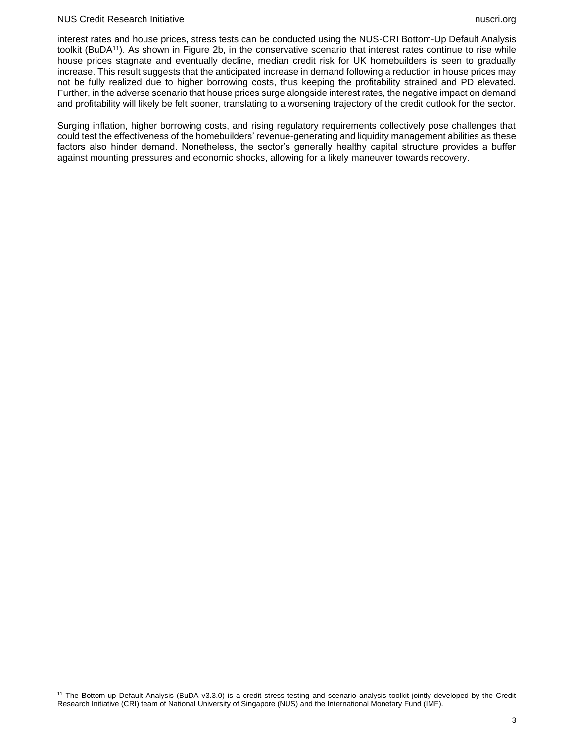interest rates and house prices, stress tests can be conducted using the NUS-CRI Bottom-Up Default Analysis toolkit (BuDA[11]). As shown in Figure 2b, in the conservative scenario that interest rates continue to rise while house prices stagnate and eventually decline, median credit risk for UK homebuilders is seen to gradually increase. This result suggests that the anticipated increase in demand following a reduction in house prices may not be fully realized due to higher borrowing costs, thus keeping the profitability strained and PD elevated. Further, in the adverse scenario that house prices surge alongside interest rates, the negative impact on demand and profitability will likely be felt sooner, translating to a worsening trajectory of the credit outlook for the sector.

Surging inflation, higher borrowing costs, and rising regulatory requirements collectively pose challenges that could test the effectiveness of the homebuilders' revenue-generating and liquidity management abilities as these factors also hinder demand. Nonetheless, the sector's generally healthy capital structure provides a buffer against mounting pressures and economic shocks, allowing for a likely maneuver towards recovery.

[11] The Bottom-up Default Analysis (BuDA v3.3.0) is a credit stress testing and scenario analysis toolkit jointly developed by the Credit Research Initiative (CRI) team of National University of Singapore (NUS) and the International Monetary Fund (IMF).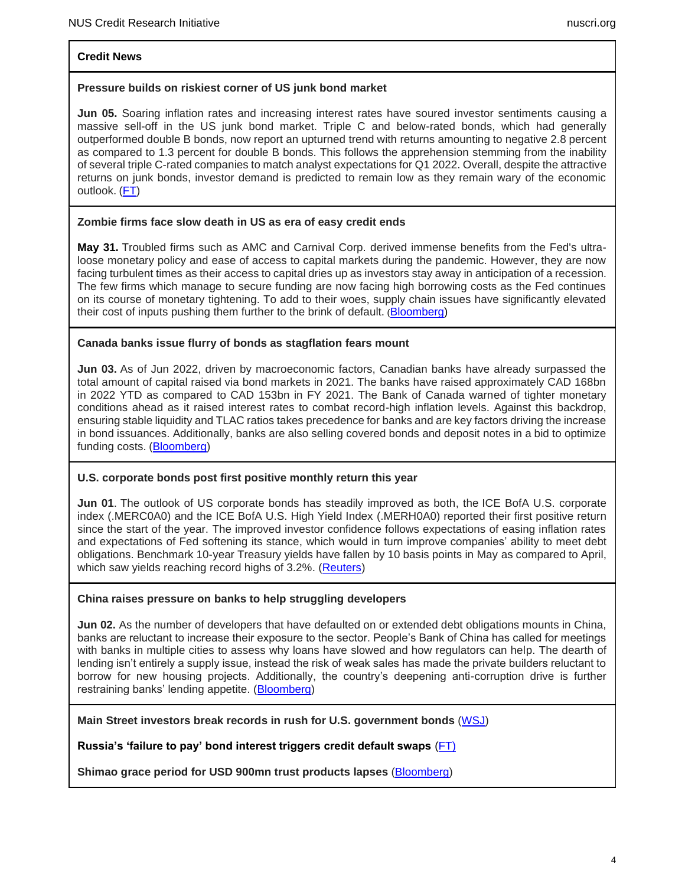## Credit News

### Pressure builds on riskiest corner of US junk bond market

**Jun 05.** Soaring inflation rates and increasing interest rates have soured investor sentiments causing a massive sell-off in the US junk bond market. Triple C and below-rated bonds, which had generally outperformed double B bonds, now report an upturned trend with returns amounting to negative 2.8 percent as compared to 1.3 percent for double B bonds. This follows the apprehension stemming from the inability of several triple C-rated companies to match analyst expectations for Q1 2022. Overall, despite the attractive returns on junk bonds, investor demand is predicted to remain low as they remain wary of the economic outlook. (FT)

### Zombie firms face slow death in US as era of easy credit ends

**May 31.** Troubled firms such as AMC and Carnival Corp. derived immense benefits from the Fed's ultra-loose monetary policy and ease of access to capital markets during the pandemic. However, they are now facing turbulent times as their access to capital dries up as investors stay away in anticipation of a recession. The few firms which manage to secure funding are now facing high borrowing costs as the Fed continues on its course of monetary tightening. To add to their woes, supply chain issues have significantly elevated their cost of inputs pushing them further to the brink of default. (Bloomberg)

### Canada banks issue flurry of bonds as stagflation fears mount

**Jun 03.** As of Jun 2022, driven by macroeconomic factors, Canadian banks have already surpassed the total amount of capital raised via bond markets in 2021. The banks have raised approximately CAD 168bn in 2022 YTD as compared to CAD 153bn in FY 2021. The Bank of Canada warned of tighter monetary conditions ahead as it raised interest rates to combat record-high inflation levels. Against this backdrop, ensuring stable liquidity and TLAC ratios takes precedence for banks and are key factors driving the increase in bond issuances. Additionally, banks are also selling covered bonds and deposit notes in a bid to optimize funding costs. (Bloomberg)

### U.S. corporate bonds post first positive monthly return this year

**Jun 01**. The outlook of US corporate bonds has steadily improved as both, the ICE BofA U.S. corporate index (.MERC0A0) and the ICE BofA U.S. High Yield Index (.MERH0A0) reported their first positive return since the start of the year. The improved investor confidence follows expectations of easing inflation rates and expectations of Fed softening its stance, which would in turn improve companies' ability to meet debt obligations. Benchmark 10-year Treasury yields have fallen by 10 basis points in May as compared to April, which saw yields reaching record highs of 3.2%. (Reuters)

### China raises pressure on banks to help struggling developers

**Jun 02.** As the number of developers that have defaulted on or extended debt obligations mounts in China, banks are reluctant to increase their exposure to the sector. People's Bank of China has called for meetings with banks in multiple cities to assess why loans have slowed and how regulators can help. The dearth of lending isn't entirely a supply issue, instead the risk of weak sales has made the private builders reluctant to borrow for new housing projects. Additionally, the country's deepening anti-corruption drive is further restraining banks' lending appetite. (Bloomberg)

**Main Street investors break records in rush for U.S. government bonds** (WSJ)

**Russia's 'failure to pay' bond interest triggers credit default swaps** (FT)

**Shimao grace period for USD 900mn trust products lapses** (Bloomberg)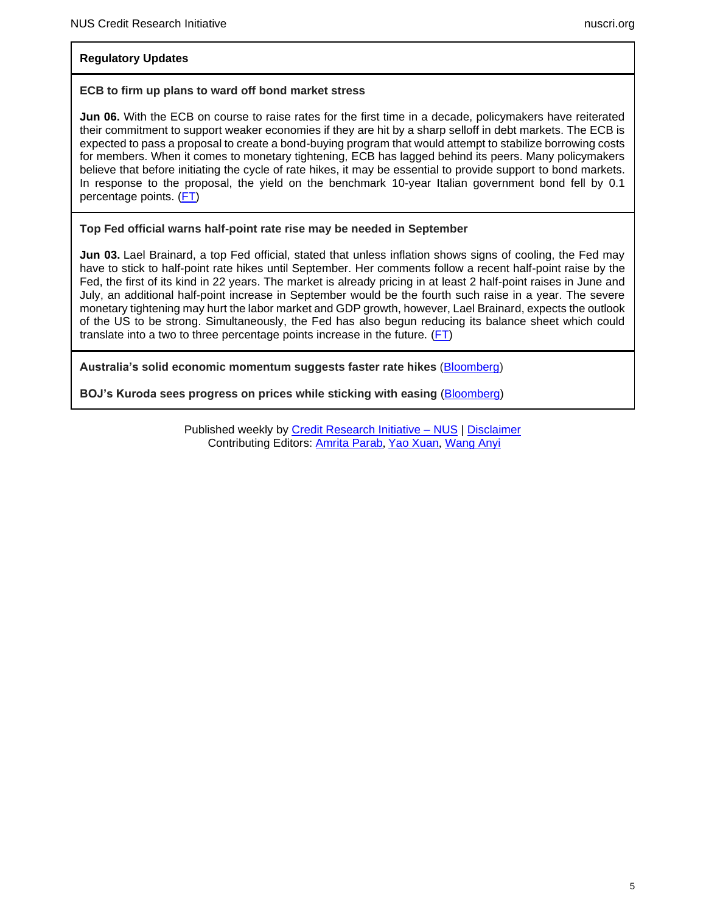## Regulatory Updates

### ECB to firm up plans to ward off bond market stress

**Jun 06.** With the ECB on course to raise rates for the first time in a decade, policymakers have reiterated their commitment to support weaker economies if they are hit by a sharp selloff in debt markets. The ECB is expected to pass a proposal to create a bond-buying program that would attempt to stabilize borrowing costs for members. When it comes to monetary tightening, ECB has lagged behind its peers. Many policymakers believe that before initiating the cycle of rate hikes, it may be essential to provide support to bond markets. In response to the proposal, the yield on the benchmark 10-year Italian government bond fell by 0.1 percentage points. (FT)

### Top Fed official warns half-point rate rise may be needed in September

**Jun 03.** Lael Brainard, a top Fed official, stated that unless inflation shows signs of cooling, the Fed may have to stick to half-point rate hikes until September. Her comments follow a recent half-point raise by the Fed, the first of its kind in 22 years. The market is already pricing in at least 2 half-point raises in June and July, an additional half-point increase in September would be the fourth such raise in a year. The severe monetary tightening may hurt the labor market and GDP growth, however, Lael Brainard, expects the outlook of the US to be strong. Simultaneously, the Fed has also begun reducing its balance sheet which could translate into a two to three percentage points increase in the future. (FT)

**Australia's solid economic momentum suggests faster rate hikes** (Bloomberg)

**BOJ's Kuroda sees progress on prices while sticking with easing** (Bloomberg)

Published weekly by Credit Research Initiative – NUS | Disclaimer
Contributing Editors: Amrita Parab, Yao Xuan, Wang Anyi